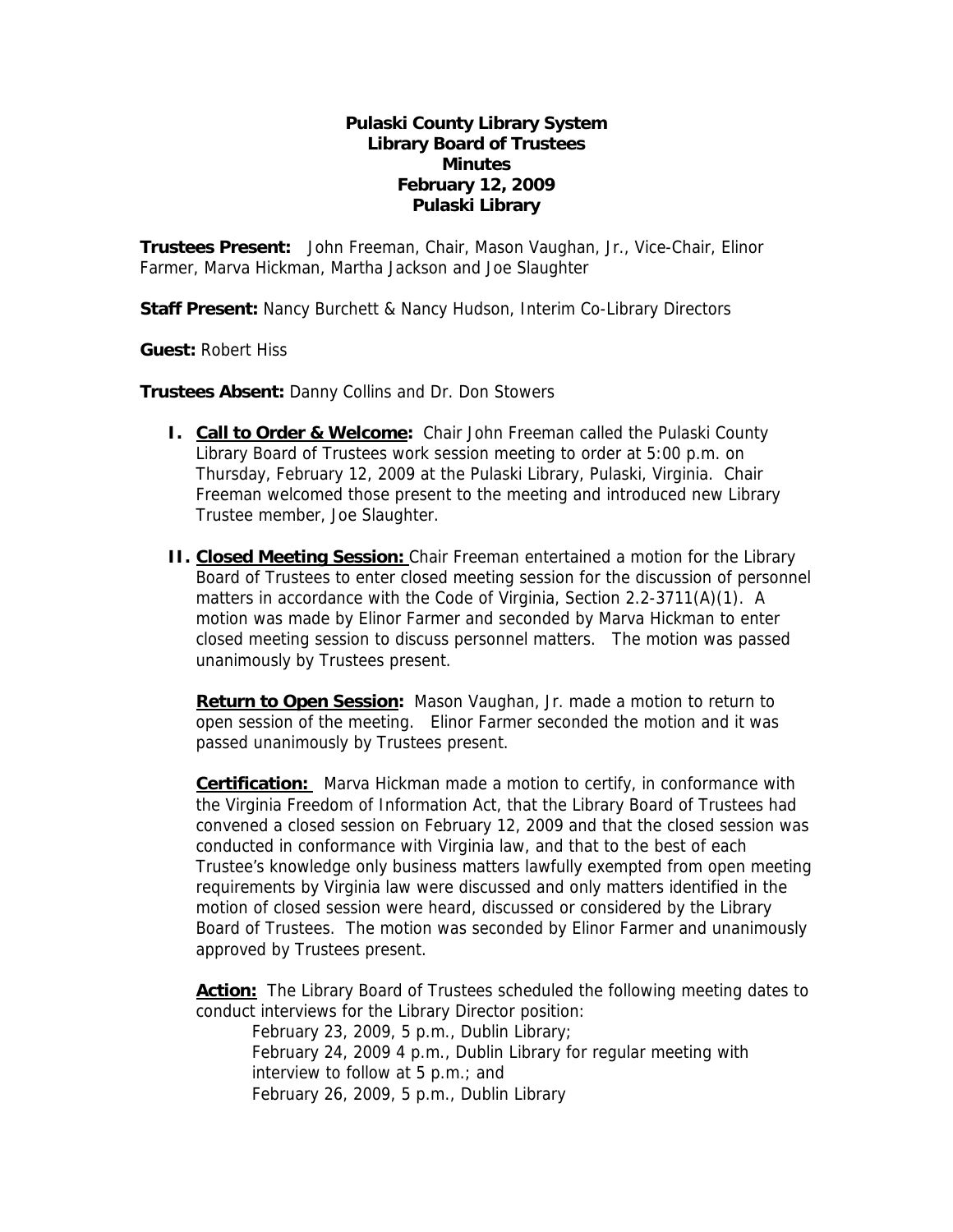**Pulaski County Library System**
**Library Board of Trustees**
**Minutes**
**February 12, 2009**
**Pulaski Library**

**Trustees Present:** John Freeman, Chair, Mason Vaughan, Jr., Vice-Chair, Elinor Farmer, Marva Hickman, Martha Jackson and Joe Slaughter

**Staff Present:** Nancy Burchett & Nancy Hudson, Interim Co-Library Directors

**Guest:** Robert Hiss

**Trustees Absent:** Danny Collins and Dr. Don Stowers

I. **Call to Order & Welcome:** Chair John Freeman called the Pulaski County Library Board of Trustees work session meeting to order at 5:00 p.m. on Thursday, February 12, 2009 at the Pulaski Library, Pulaski, Virginia. Chair Freeman welcomed those present to the meeting and introduced new Library Trustee member, Joe Slaughter.

II. **Closed Meeting Session:** Chair Freeman entertained a motion for the Library Board of Trustees to enter closed meeting session for the discussion of personnel matters in accordance with the Code of Virginia, Section 2.2-3711(A)(1). A motion was made by Elinor Farmer and seconded by Marva Hickman to enter closed meeting session to discuss personnel matters. The motion was passed unanimously by Trustees present.

   **Return to Open Session:** Mason Vaughan, Jr. made a motion to return to open session of the meeting. Elinor Farmer seconded the motion and it was passed unanimously by Trustees present.

   **Certification:** Marva Hickman made a motion to certify, in conformance with the Virginia Freedom of Information Act, that the Library Board of Trustees had convened a closed session on February 12, 2009 and that the closed session was conducted in conformance with Virginia law, and that to the best of each Trustee's knowledge only business matters lawfully exempted from open meeting requirements by Virginia law were discussed and only matters identified in the motion of closed session were heard, discussed or considered by the Library Board of Trustees. The motion was seconded by Elinor Farmer and unanimously approved by Trustees present.

   **Action:** The Library Board of Trustees scheduled the following meeting dates to conduct interviews for the Library Director position:

   February 23, 2009, 5 p.m., Dublin Library;
   February 24, 2009 4 p.m., Dublin Library for regular meeting with interview to follow at 5 p.m.; and
   February 26, 2009, 5 p.m., Dublin Library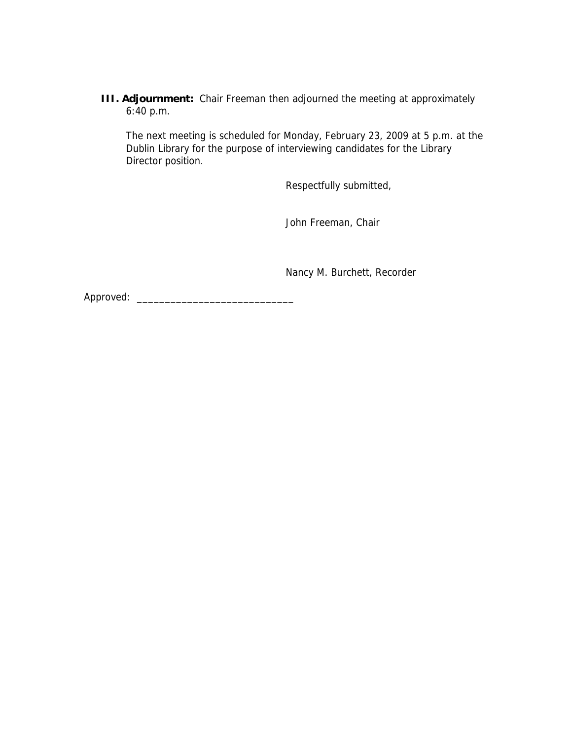**III. Adjournment:** Chair Freeman then adjourned the meeting at approximately 6:40 p.m.

The next meeting is scheduled for Monday, February 23, 2009 at 5 p.m. at the Dublin Library for the purpose of interviewing candidates for the Library Director position.

Respectfully submitted,

John Freeman, Chair

Nancy M. Burchett, Recorder

Approved: ____________________________